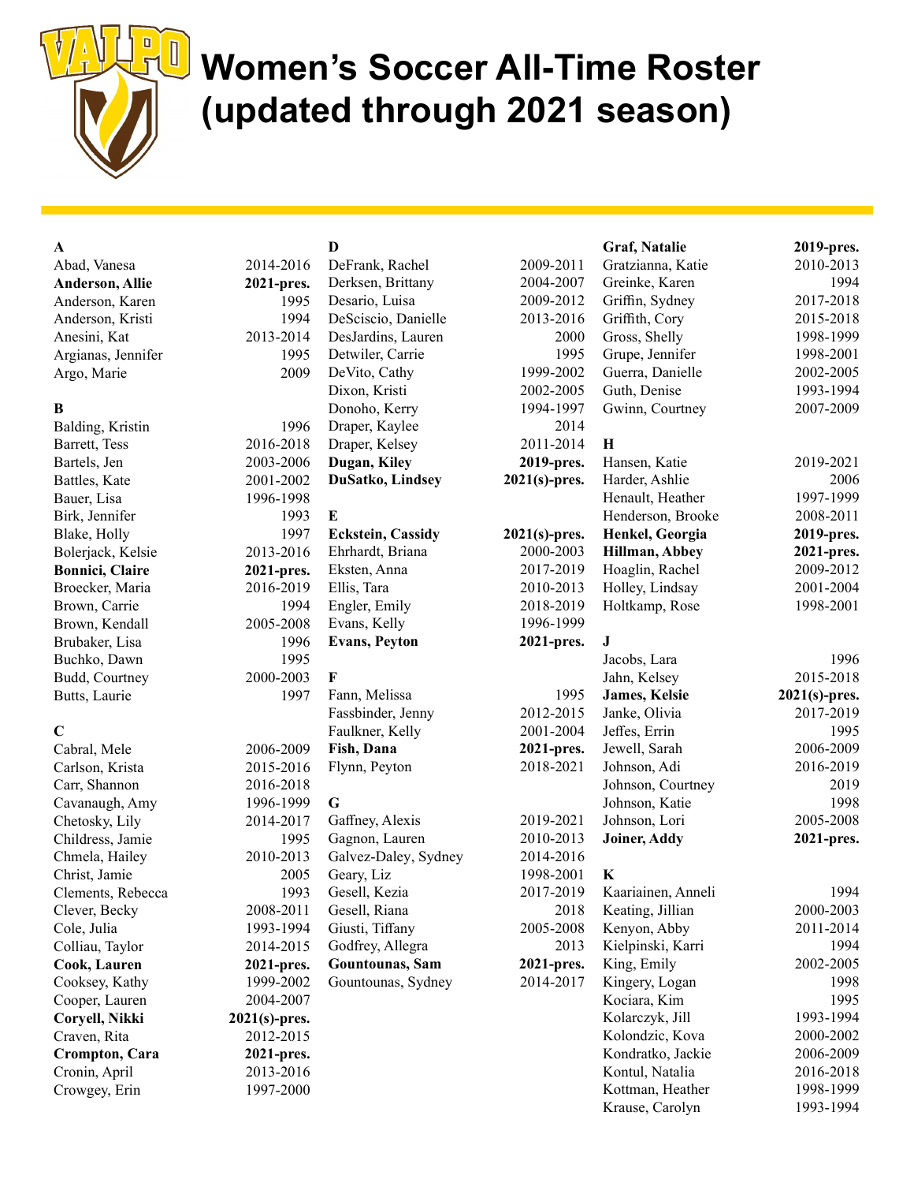# Women's Soccer All-Time Roster (updated through 2021 season)

| Name | Years |
|---|---|
| **A** | |
| Abad, Vanesa | 2014-2016 |
| **Anderson, Allie** | **2021-pres.** |
| Anderson, Karen | 1995 |
| Anderson, Kristi | 1994 |
| Anesini, Kat | 2013-2014 |
| Argianas, Jennifer | 1995 |
| Argo, Marie | 2009 |
| **B** | |
| Balding, Kristin | 1996 |
| Barrett, Tess | 2016-2018 |
| Bartels, Jen | 2003-2006 |
| Battles, Kate | 2001-2002 |
| Bauer, Lisa | 1996-1998 |
| Birk, Jennifer | 1993 |
| Blake, Holly | 1997 |
| Bolerjack, Kelsie | 2013-2016 |
| **Bonnici, Claire** | **2021-pres.** |
| Broecker, Maria | 2016-2019 |
| Brown, Carrie | 1994 |
| Brown, Kendall | 2005-2008 |
| Brubaker, Lisa | 1996 |
| Buchko, Dawn | 1995 |
| Budd, Courtney | 2000-2003 |
| Butts, Laurie | 1997 |
| **C** | |
| Cabral, Mele | 2006-2009 |
| Carlson, Krista | 2015-2016 |
| Carr, Shannon | 2016-2018 |
| Cavanaugh, Amy | 1996-1999 |
| Chetosky, Lily | 2014-2017 |
| Childress, Jamie | 1995 |
| Chmela, Hailey | 2010-2013 |
| Christ, Jamie | 2005 |
| Clements, Rebecca | 1993 |
| Clever, Becky | 2008-2011 |
| Cole, Julia | 1993-1994 |
| Colliau, Taylor | 2014-2015 |
| **Cook, Lauren** | **2021-pres.** |
| Cooksey, Kathy | 1999-2002 |
| Cooper, Lauren | 2004-2007 |
| **Coryell, Nikki** | **2021(s)-pres.** |
| Craven, Rita | 2012-2015 |
| **Crompton, Cara** | **2021-pres.** |
| Cronin, April | 2013-2016 |
| Crowgey, Erin | 1997-2000 |
| **D** | |
| DeFrank, Rachel | 2009-2011 |
| Derksen, Brittany | 2004-2007 |
| Desario, Luisa | 2009-2012 |
| DeSciscio, Danielle | 2013-2016 |
| DesJardins, Lauren | 2000 |
| Detwiler, Carrie | 1995 |
| DeVito, Cathy | 1999-2002 |
| Dixon, Kristi | 2002-2005 |
| Donoho, Kerry | 1994-1997 |
| Draper, Kaylee | 2014 |
| Draper, Kelsey | 2011-2014 |
| **Dugan, Kiley** | **2019-pres.** |
| **DuSatko, Lindsey** | **2021(s)-pres.** |
| **E** | |
| **Eckstein, Cassidy** | **2021(s)-pres.** |
| Ehrhardt, Briana | 2000-2003 |
| Eksten, Anna | 2017-2019 |
| Ellis, Tara | 2010-2013 |
| Engler, Emily | 2018-2019 |
| Evans, Kelly | 1996-1999 |
| **Evans, Peyton** | **2021-pres.** |
| **F** | |
| Fann, Melissa | 1995 |
| Fassbinder, Jenny | 2012-2015 |
| Faulkner, Kelly | 2001-2004 |
| **Fish, Dana** | **2021-pres.** |
| Flynn, Peyton | 2018-2021 |
| **G** | |
| Gaffney, Alexis | 2019-2021 |
| Gagnon, Lauren | 2010-2013 |
| Galvez-Daley, Sydney | 2014-2016 |
| Geary, Liz | 1998-2001 |
| Gesell, Kezia | 2017-2019 |
| Gesell, Riana | 2018 |
| Giusti, Tiffany | 2005-2008 |
| Godfrey, Allegra | 2013 |
| **Gountounas, Sam** | **2021-pres.** |
| Gountounas, Sydney | 2014-2017 |
| **Graf, Natalie** | **2019-pres.** |
| Gratzianna, Katie | 2010-2013 |
| Greinke, Karen | 1994 |
| Griffin, Sydney | 2017-2018 |
| Griffith, Cory | 2015-2018 |
| Gross, Shelly | 1998-1999 |
| Grupe, Jennifer | 1998-2001 |
| Guerra, Danielle | 2002-2005 |
| Guth, Denise | 1993-1994 |
| Gwinn, Courtney | 2007-2009 |
| **H** | |
| Hansen, Katie | 2019-2021 |
| Harder, Ashlie | 2006 |
| Henault, Heather | 1997-1999 |
| Henderson, Brooke | 2008-2011 |
| **Henkel, Georgia** | **2019-pres.** |
| **Hillman, Abbey** | **2021-pres.** |
| Hoaglin, Rachel | 2009-2012 |
| Holley, Lindsay | 2001-2004 |
| Holtkamp, Rose | 1998-2001 |
| **J** | |
| Jacobs, Lara | 1996 |
| Jahn, Kelsey | 2015-2018 |
| **James, Kelsie** | **2021(s)-pres.** |
| Janke, Olivia | 2017-2019 |
| Jeffes, Errin | 1995 |
| Jewell, Sarah | 2006-2009 |
| Johnson, Adi | 2016-2019 |
| Johnson, Courtney | 2019 |
| Johnson, Katie | 1998 |
| Johnson, Lori | 2005-2008 |
| **Joiner, Addy** | **2021-pres.** |
| **K** | |
| Kaariainen, Anneli | 1994 |
| Keating, Jillian | 2000-2003 |
| Kenyon, Abby | 2011-2014 |
| Kielpinski, Karri | 1994 |
| King, Emily | 2002-2005 |
| Kingery, Logan | 1998 |
| Kociara, Kim | 1995 |
| Kolarczyk, Jill | 1993-1994 |
| Kolondzic, Kova | 2000-2002 |
| Kondratko, Jackie | 2006-2009 |
| Kontul, Natalia | 2016-2018 |
| Kottman, Heather | 1998-1999 |
| Krause, Carolyn | 1993-1994 |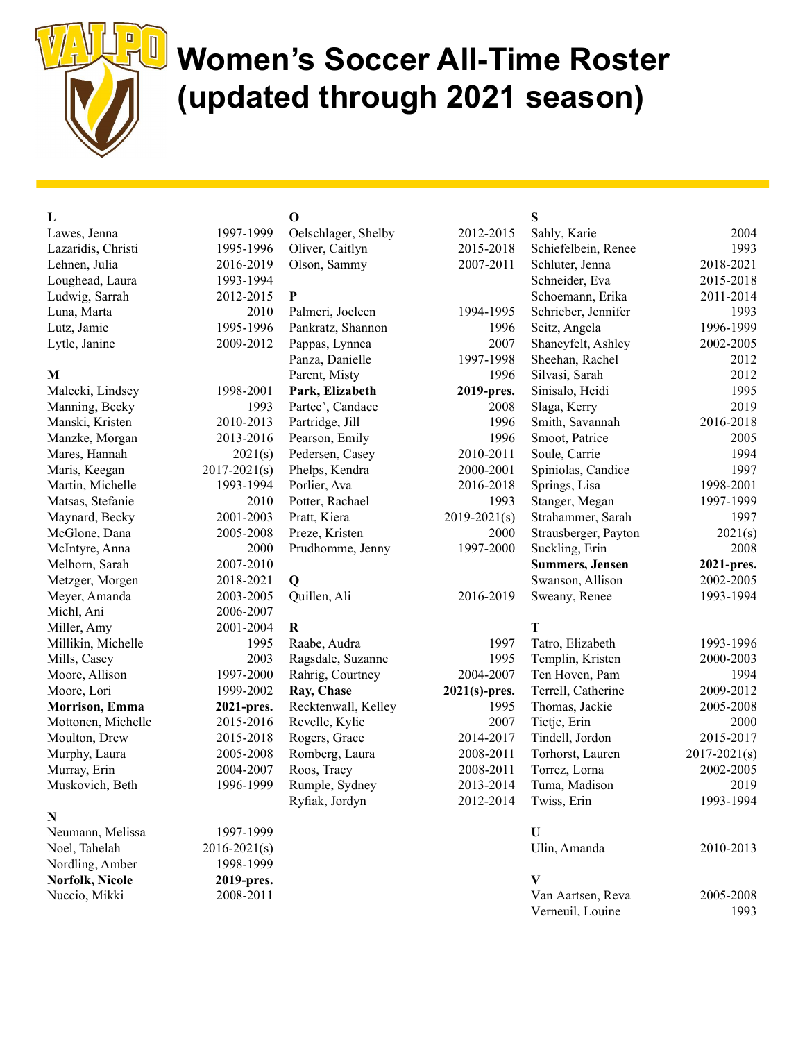# Women's Soccer All-Time Roster (updated through 2021 season)

**L**

| Name | Years |
|---|---|
| Lawes, Jenna | 1997-1999 |
| Lazaridis, Christi | 1995-1996 |
| Lehnen, Julia | 2016-2019 |
| Loughead, Laura | 1993-1994 |
| Ludwig, Sarrah | 2012-2015 |
| Luna, Marta | 2010 |
| Lutz, Jamie | 1995-1996 |
| Lytle, Janine | 2009-2012 |

**M**

| Name | Years |
|---|---|
| Malecki, Lindsey | 1998-2001 |
| Manning, Becky | 1993 |
| Manski, Kristen | 2010-2013 |
| Manzke, Morgan | 2013-2016 |
| Mares, Hannah | 2021(s) |
| Maris, Keegan | 2017-2021(s) |
| Martin, Michelle | 1993-1994 |
| Matsas, Stefanie | 2010 |
| Maynard, Becky | 2001-2003 |
| McGlone, Dana | 2005-2008 |
| McIntyre, Anna | 2000 |
| Melhorn, Sarah | 2007-2010 |
| Metzger, Morgen | 2018-2021 |
| Meyer, Amanda | 2003-2005 |
| Michl, Ani | 2006-2007 |
| Miller, Amy | 2001-2004 |
| Millikin, Michelle | 1995 |
| Mills, Casey | 2003 |
| Moore, Allison | 1997-2000 |
| Moore, Lori | 1999-2002 |
| **Morrison, Emma** | **2021-pres.** |
| Mottonen, Michelle | 2015-2016 |
| Moulton, Drew | 2015-2018 |
| Murphy, Laura | 2005-2008 |
| Murray, Erin | 2004-2007 |
| Muskovich, Beth | 1996-1999 |

**N**

| Name | Years |
|---|---|
| Neumann, Melissa | 1997-1999 |
| Noel, Tahelah | 2016-2021(s) |
| Nordling, Amber | 1998-1999 |
| **Norfolk, Nicole** | **2019-pres.** |
| Nuccio, Mikki | 2008-2011 |

**O**

| Name | Years |
|---|---|
| Oelschlager, Shelby | 2012-2015 |
| Oliver, Caitlyn | 2015-2018 |
| Olson, Sammy | 2007-2011 |

**P**

| Name | Years |
|---|---|
| Palmeri, Joeleen | 1994-1995 |
| Pankratz, Shannon | 1996 |
| Pappas, Lynnea | 2007 |
| Panza, Danielle | 1997-1998 |
| Parent, Misty | 1996 |
| **Park, Elizabeth** | **2019-pres.** |
| Partee', Candace | 2008 |
| Partridge, Jill | 1996 |
| Pearson, Emily | 1996 |
| Pedersen, Casey | 2010-2011 |
| Phelps, Kendra | 2000-2001 |
| Porlier, Ava | 2016-2018 |
| Potter, Rachael | 1993 |
| Pratt, Kiera | 2019-2021(s) |
| Preze, Kristen | 2000 |
| Prudhomme, Jenny | 1997-2000 |

**Q**

| Name | Years |
|---|---|
| Quillen, Ali | 2016-2019 |

**R**

| Name | Years |
|---|---|
| Raabe, Audra | 1997 |
| Ragsdale, Suzanne | 1995 |
| Rahrig, Courtney | 2004-2007 |
| **Ray, Chase** | **2021(s)-pres.** |
| Recktenwall, Kelley | 1995 |
| Revelle, Kylie | 2007 |
| Rogers, Grace | 2014-2017 |
| Romberg, Laura | 2008-2011 |
| Roos, Tracy | 2008-2011 |
| Rumple, Sydney | 2013-2014 |
| Ryfiak, Jordyn | 2012-2014 |

**S**

| Name | Years |
|---|---|
| Sahly, Karie | 2004 |
| Schiefelbein, Renee | 1993 |
| Schluter, Jenna | 2018-2021 |
| Schneider, Eva | 2015-2018 |
| Schoemann, Erika | 2011-2014 |
| Schrieber, Jennifer | 1993 |
| Seitz, Angela | 1996-1999 |
| Shaneyfelt, Ashley | 2002-2005 |
| Sheehan, Rachel | 2012 |
| Silvasi, Sarah | 2012 |
| Sinisalo, Heidi | 1995 |
| Slaga, Kerry | 2019 |
| Smith, Savannah | 2016-2018 |
| Smoot, Patrice | 2005 |
| Soule, Carrie | 1994 |
| Spiniolas, Candice | 1997 |
| Springs, Lisa | 1998-2001 |
| Stanger, Megan | 1997-1999 |
| Strahammer, Sarah | 1997 |
| Strausberger, Payton | 2021(s) |
| Suckling, Erin | 2008 |
| **Summers, Jensen** | **2021-pres.** |
| Swanson, Allison | 2002-2005 |
| Sweany, Renee | 1993-1994 |

**T**

| Name | Years |
|---|---|
| Tatro, Elizabeth | 1993-1996 |
| Templin, Kristen | 2000-2003 |
| Ten Hoven, Pam | 1994 |
| Terrell, Catherine | 2009-2012 |
| Thomas, Jackie | 2005-2008 |
| Tietje, Erin | 2000 |
| Tindell, Jordon | 2015-2017 |
| Torhorst, Lauren | 2017-2021(s) |
| Torrez, Lorna | 2002-2005 |
| Tuma, Madison | 2019 |
| Twiss, Erin | 1993-1994 |

**U**

| Name | Years |
|---|---|
| Ulin, Amanda | 2010-2013 |

**V**

| Name | Years |
|---|---|
| Van Aartsen, Reva | 2005-2008 |
| Verneuil, Louine | 1993 |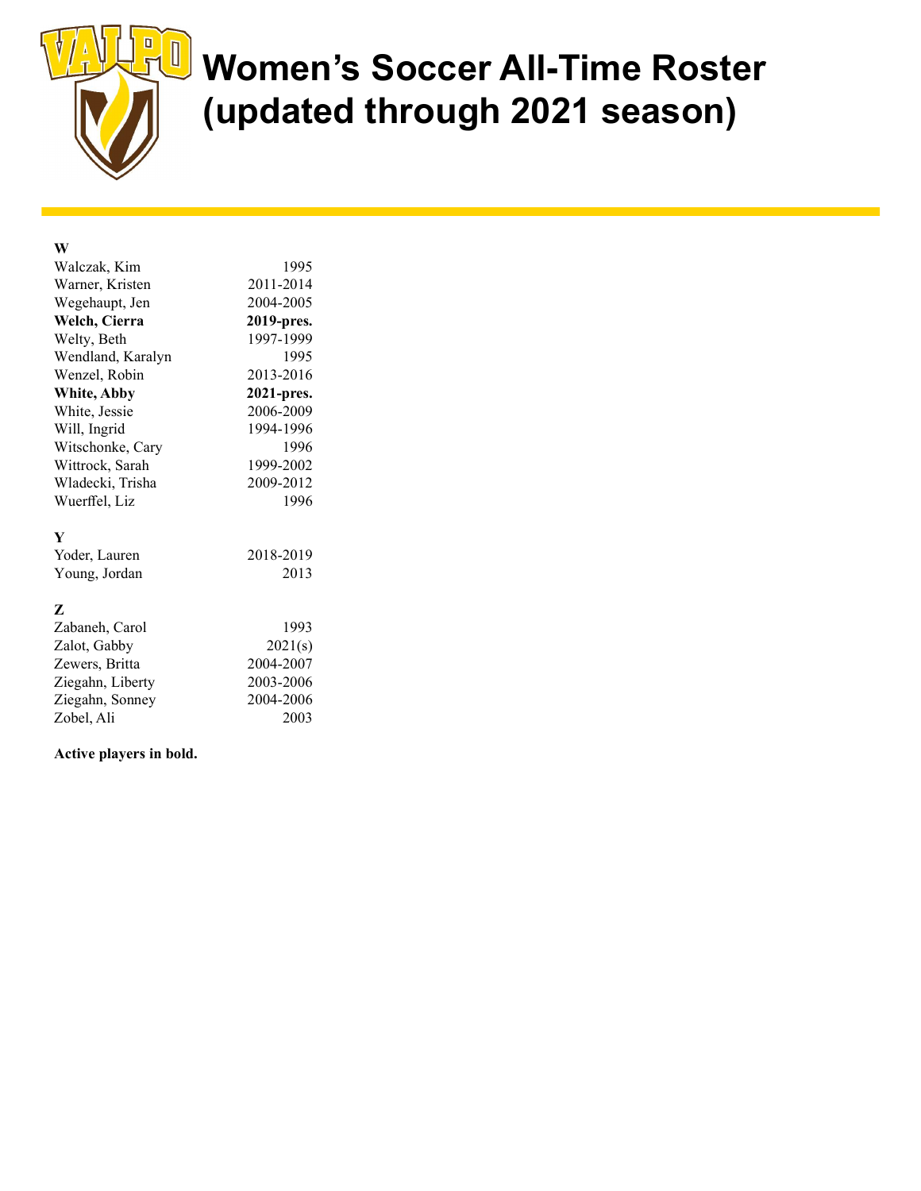# Women's Soccer All-Time Roster (updated through 2021 season)

### W

| | |
|---|---|
| Walczak, Kim | 1995 |
| Warner, Kristen | 2011-2014 |
| Wegehaupt, Jen | 2004-2005 |
| **Welch, Cierra** | **2019-pres.** |
| Welty, Beth | 1997-1999 |
| Wendland, Karalyn | 1995 |
| Wenzel, Robin | 2013-2016 |
| **White, Abby** | **2021-pres.** |
| White, Jessie | 2006-2009 |
| Will, Ingrid | 1994-1996 |
| Witschonke, Cary | 1996 |
| Wittrock, Sarah | 1999-2002 |
| Wladecki, Trisha | 2009-2012 |
| Wuerffel, Liz | 1996 |

### Y

| | |
|---|---|
| Yoder, Lauren | 2018-2019 |
| Young, Jordan | 2013 |

### Z

| | |
|---|---|
| Zabaneh, Carol | 1993 |
| Zalot, Gabby | 2021(s) |
| Zewers, Britta | 2004-2007 |
| Ziegahn, Liberty | 2003-2006 |
| Ziegahn, Sonney | 2004-2006 |
| Zobel, Ali | 2003 |

**Active players in bold.**